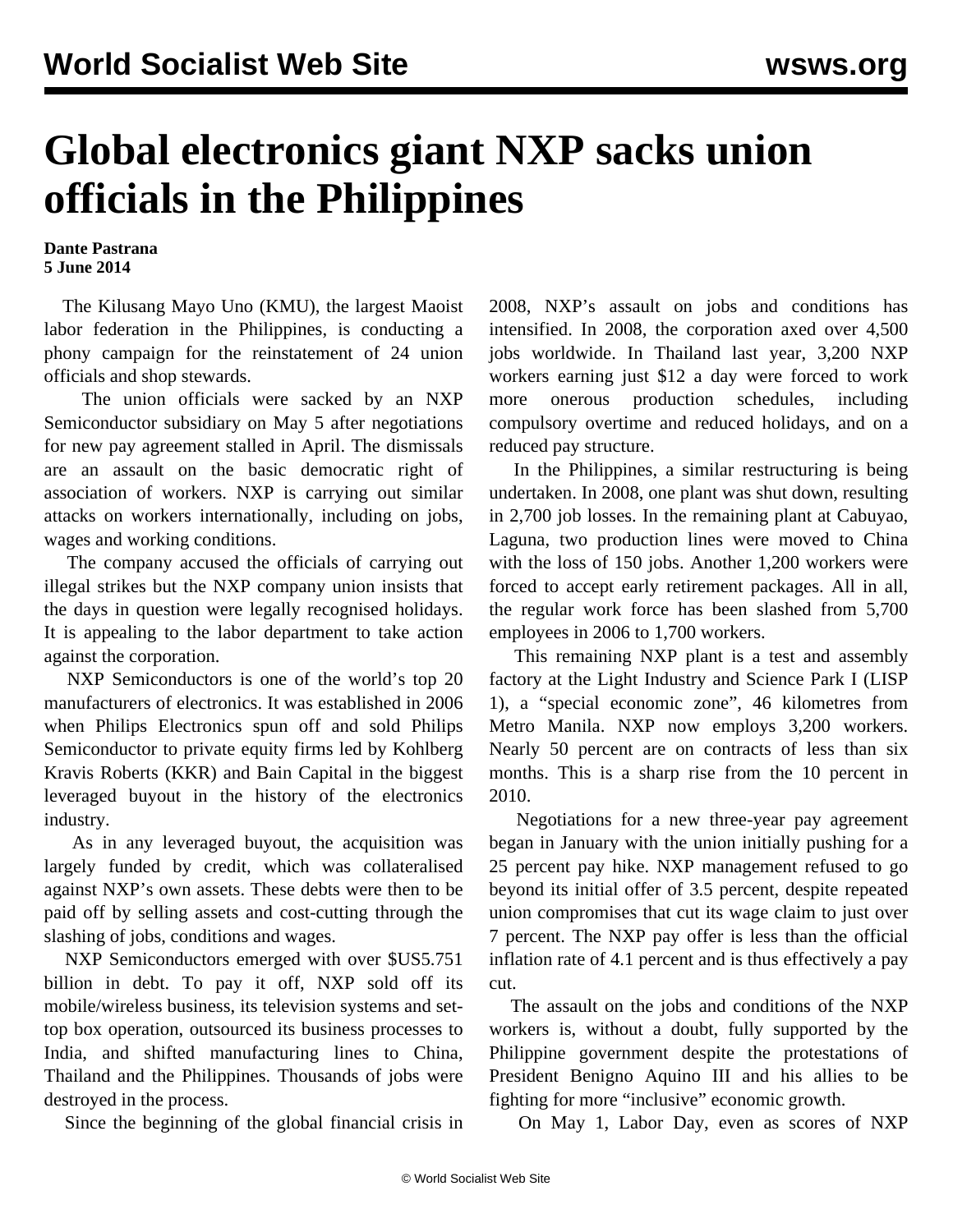# Global electronics giant NXP sacks union officials in the Philippines

**Dante Pastrana**
**5 June 2014**

The Kilusang Mayo Uno (KMU), the largest Maoist labor federation in the Philippines, is conducting a phony campaign for the reinstatement of 24 union officials and shop stewards.

The union officials were sacked by an NXP Semiconductor subsidiary on May 5 after negotiations for new pay agreement stalled in April. The dismissals are an assault on the basic democratic right of association of workers. NXP is carrying out similar attacks on workers internationally, including on jobs, wages and working conditions.

The company accused the officials of carrying out illegal strikes but the NXP company union insists that the days in question were legally recognised holidays. It is appealing to the labor department to take action against the corporation.

NXP Semiconductors is one of the world's top 20 manufacturers of electronics. It was established in 2006 when Philips Electronics spun off and sold Philips Semiconductor to private equity firms led by Kohlberg Kravis Roberts (KKR) and Bain Capital in the biggest leveraged buyout in the history of the electronics industry.

As in any leveraged buyout, the acquisition was largely funded by credit, which was collateralised against NXP's own assets. These debts were then to be paid off by selling assets and cost-cutting through the slashing of jobs, conditions and wages.

NXP Semiconductors emerged with over $US5.751 billion in debt. To pay it off, NXP sold off its mobile/wireless business, its television systems and set-top box operation, outsourced its business processes to India, and shifted manufacturing lines to China, Thailand and the Philippines. Thousands of jobs were destroyed in the process.

Since the beginning of the global financial crisis in 2008, NXP's assault on jobs and conditions has intensified. In 2008, the corporation axed over 4,500 jobs worldwide. In Thailand last year, 3,200 NXP workers earning just $12 a day were forced to work more onerous production schedules, including compulsory overtime and reduced holidays, and on a reduced pay structure.

In the Philippines, a similar restructuring is being undertaken. In 2008, one plant was shut down, resulting in 2,700 job losses. In the remaining plant at Cabuyao, Laguna, two production lines were moved to China with the loss of 150 jobs. Another 1,200 workers were forced to accept early retirement packages. All in all, the regular work force has been slashed from 5,700 employees in 2006 to 1,700 workers.

This remaining NXP plant is a test and assembly factory at the Light Industry and Science Park I (LISP 1), a "special economic zone", 46 kilometres from Metro Manila. NXP now employs 3,200 workers. Nearly 50 percent are on contracts of less than six months. This is a sharp rise from the 10 percent in 2010.

Negotiations for a new three-year pay agreement began in January with the union initially pushing for a 25 percent pay hike. NXP management refused to go beyond its initial offer of 3.5 percent, despite repeated union compromises that cut its wage claim to just over 7 percent. The NXP pay offer is less than the official inflation rate of 4.1 percent and is thus effectively a pay cut.

The assault on the jobs and conditions of the NXP workers is, without a doubt, fully supported by the Philippine government despite the protestations of President Benigno Aquino III and his allies to be fighting for more "inclusive" economic growth.

On May 1, Labor Day, even as scores of NXP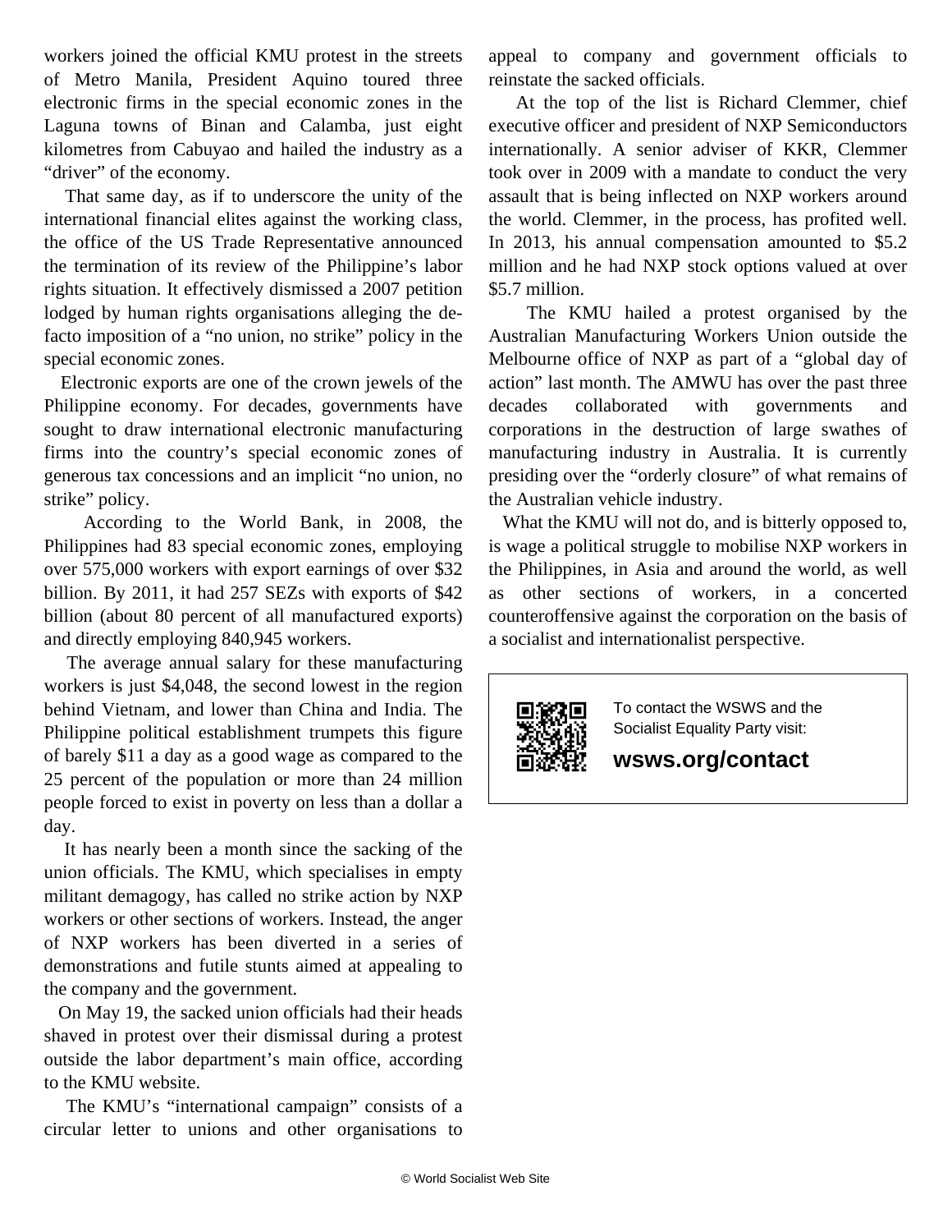workers joined the official KMU protest in the streets of Metro Manila, President Aquino toured three electronic firms in the special economic zones in the Laguna towns of Binan and Calamba, just eight kilometres from Cabuyao and hailed the industry as a "driver" of the economy.

That same day, as if to underscore the unity of the international financial elites against the working class, the office of the US Trade Representative announced the termination of its review of the Philippine's labor rights situation. It effectively dismissed a 2007 petition lodged by human rights organisations alleging the de-facto imposition of a "no union, no strike" policy in the special economic zones.

Electronic exports are one of the crown jewels of the Philippine economy. For decades, governments have sought to draw international electronic manufacturing firms into the country's special economic zones of generous tax concessions and an implicit "no union, no strike" policy.

According to the World Bank, in 2008, the Philippines had 83 special economic zones, employing over 575,000 workers with export earnings of over $32 billion. By 2011, it had 257 SEZs with exports of $42 billion (about 80 percent of all manufactured exports) and directly employing 840,945 workers.

The average annual salary for these manufacturing workers is just $4,048, the second lowest in the region behind Vietnam, and lower than China and India. The Philippine political establishment trumpets this figure of barely $11 a day as a good wage as compared to the 25 percent of the population or more than 24 million people forced to exist in poverty on less than a dollar a day.

It has nearly been a month since the sacking of the union officials. The KMU, which specialises in empty militant demagogy, has called no strike action by NXP workers or other sections of workers. Instead, the anger of NXP workers has been diverted in a series of demonstrations and futile stunts aimed at appealing to the company and the government.

On May 19, the sacked union officials had their heads shaved in protest over their dismissal during a protest outside the labor department's main office, according to the KMU website.

The KMU's "international campaign" consists of a circular letter to unions and other organisations to appeal to company and government officials to reinstate the sacked officials.

At the top of the list is Richard Clemmer, chief executive officer and president of NXP Semiconductors internationally. A senior adviser of KKR, Clemmer took over in 2009 with a mandate to conduct the very assault that is being inflected on NXP workers around the world. Clemmer, in the process, has profited well. In 2013, his annual compensation amounted to $5.2 million and he had NXP stock options valued at over $5.7 million.

The KMU hailed a protest organised by the Australian Manufacturing Workers Union outside the Melbourne office of NXP as part of a "global day of action" last month. The AMWU has over the past three decades collaborated with governments and corporations in the destruction of large swathes of manufacturing industry in Australia. It is currently presiding over the "orderly closure" of what remains of the Australian vehicle industry.

What the KMU will not do, and is bitterly opposed to, is wage a political struggle to mobilise NXP workers in the Philippines, in Asia and around the world, as well as other sections of workers, in a concerted counteroffensive against the corporation on the basis of a socialist and internationalist perspective.

To contact the WSWS and the Socialist Equality Party visit:

**wsws.org/contact**